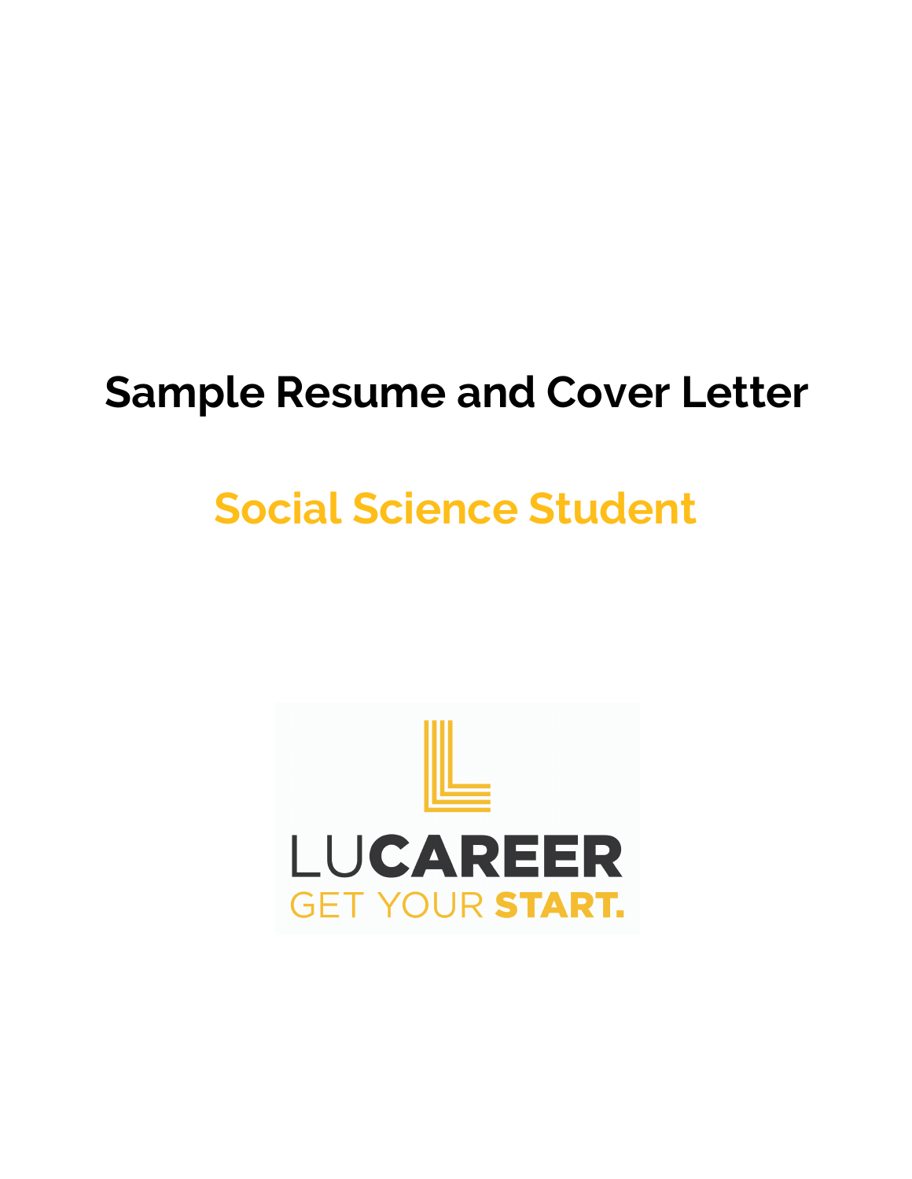# Sample Resume and Cover Letter

## Social Science Student

LUCAREER
GET YOUR START.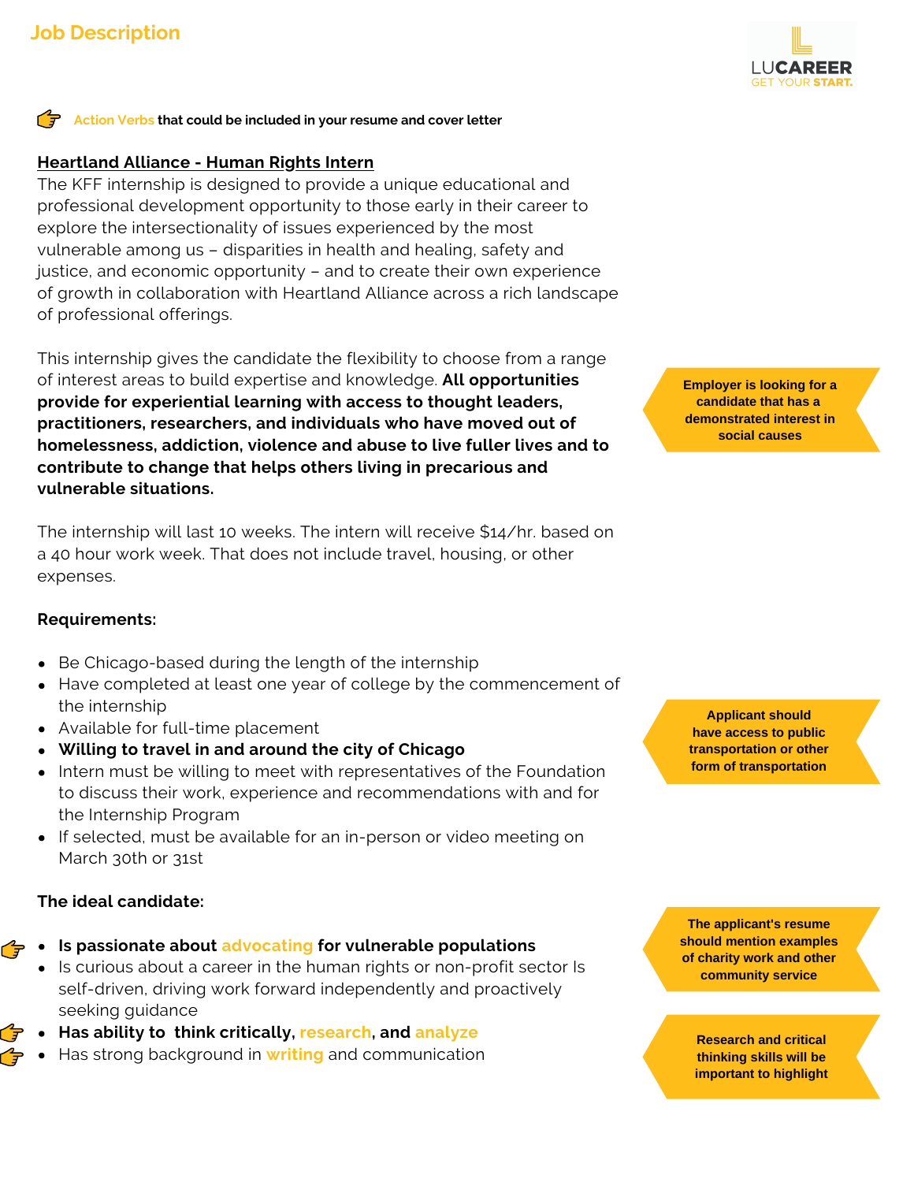## Job Description

LUCAREER GET YOUR START.

**Action Verbs** that could be included in your resume and cover letter

**Heartland Alliance - Human Rights Intern**

The KFF internship is designed to provide a unique educational and professional development opportunity to those early in their career to explore the intersectionality of issues experienced by the most vulnerable among us – disparities in health and healing, safety and justice, and economic opportunity – and to create their own experience of growth in collaboration with Heartland Alliance across a rich landscape of professional offerings.

This internship gives the candidate the flexibility to choose from a range of interest areas to build expertise and knowledge. **All opportunities provide for experiential learning with access to thought leaders, practitioners, researchers, and individuals who have moved out of homelessness, addiction, violence and abuse to live fuller lives and to contribute to change that helps others living in precarious and vulnerable situations.**

> **Employer is looking for a candidate that has a demonstrated interest in social causes**

The internship will last 10 weeks. The intern will receive $14/hr. based on a 40 hour work week. That does not include travel, housing, or other expenses.

**Requirements:**

- Be Chicago-based during the length of the internship
- Have completed at least one year of college by the commencement of the internship
- Available for full-time placement
- **Willing to travel in and around the city of Chicago**
- Intern must be willing to meet with representatives of the Foundation to discuss their work, experience and recommendations with and for the Internship Program
- If selected, must be available for an in-person or video meeting on March 30th or 31st

> **Applicant should have access to public transportation or other form of transportation**

**The ideal candidate:**

- **Is passionate about advocating for vulnerable populations**
- Is curious about a career in the human rights or non-profit sector Is self-driven, driving work forward independently and proactively seeking guidance
- **Has ability to think critically, research, and analyze**
- Has strong background in writing and communication

> **The applicant's resume should mention examples of charity work and other community service**

> **Research and critical thinking skills will be important to highlight**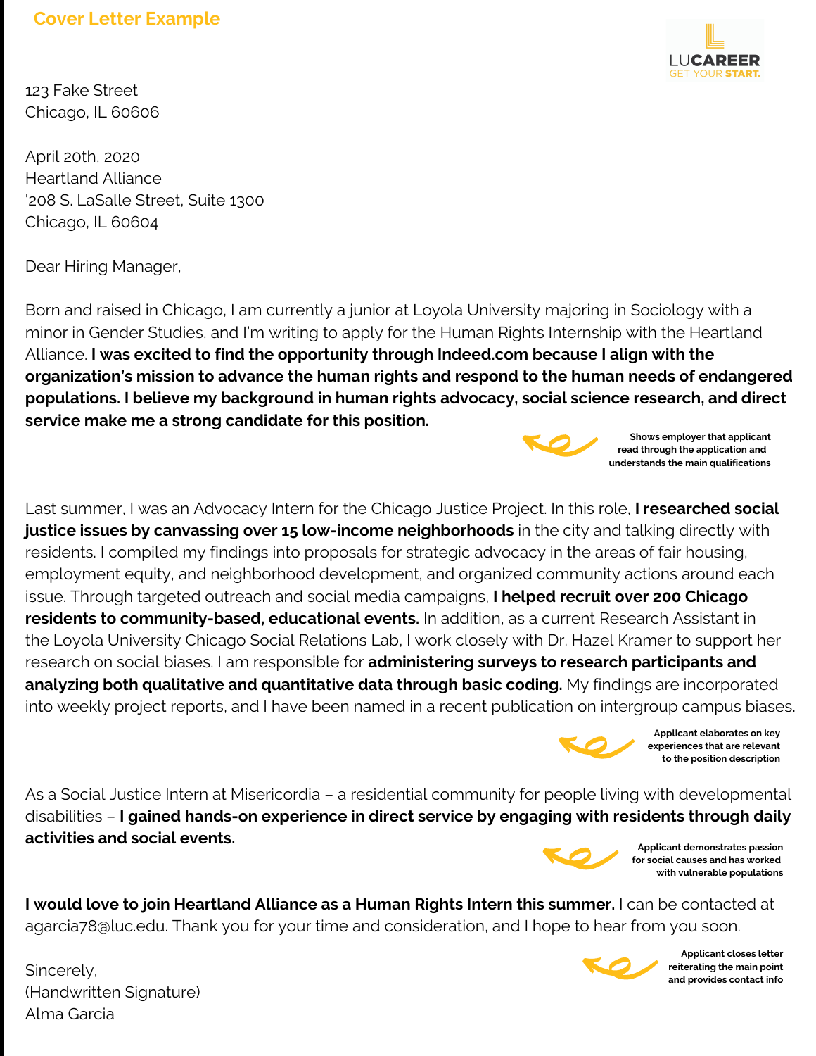## Cover Letter Example

LUCAREER
GET YOUR START.

123 Fake Street
Chicago, IL 60606

April 20th, 2020
Heartland Alliance
'208 S. LaSalle Street, Suite 1300
Chicago, IL 60604

Dear Hiring Manager,

Born and raised in Chicago, I am currently a junior at Loyola University majoring in Sociology with a minor in Gender Studies, and I'm writing to apply for the Human Rights Internship with the Heartland Alliance. **I was excited to find the opportunity through Indeed.com because I align with the organization's mission to advance the human rights and respond to the human needs of endangered populations. I believe my background in human rights advocacy, social science research, and direct service make me a strong candidate for this position.**

**Shows employer that applicant read through the application and understands the main qualifications**

Last summer, I was an Advocacy Intern for the Chicago Justice Project. In this role, **I researched social justice issues by canvassing over 15 low-income neighborhoods** in the city and talking directly with residents. I compiled my findings into proposals for strategic advocacy in the areas of fair housing, employment equity, and neighborhood development, and organized community actions around each issue. Through targeted outreach and social media campaigns, **I helped recruit over 200 Chicago residents to community-based, educational events.** In addition, as a current Research Assistant in the Loyola University Chicago Social Relations Lab, I work closely with Dr. Hazel Kramer to support her research on social biases. I am responsible for **administering surveys to research participants and analyzing both qualitative and quantitative data through basic coding.** My findings are incorporated into weekly project reports, and I have been named in a recent publication on intergroup campus biases.

**Applicant elaborates on key experiences that are relevant to the position description**

As a Social Justice Intern at Misericordia – a residential community for people living with developmental disabilities – **I gained hands-on experience in direct service by engaging with residents through daily activities and social events.**

**Applicant demonstrates passion for social causes and has worked with vulnerable populations**

**I would love to join Heartland Alliance as a Human Rights Intern this summer.** I can be contacted at agarcia78@luc.edu. Thank you for your time and consideration, and I hope to hear from you soon.

**Applicant closes letter reiterating the main point and provides contact info**

Sincerely,
(Handwritten Signature)
Alma Garcia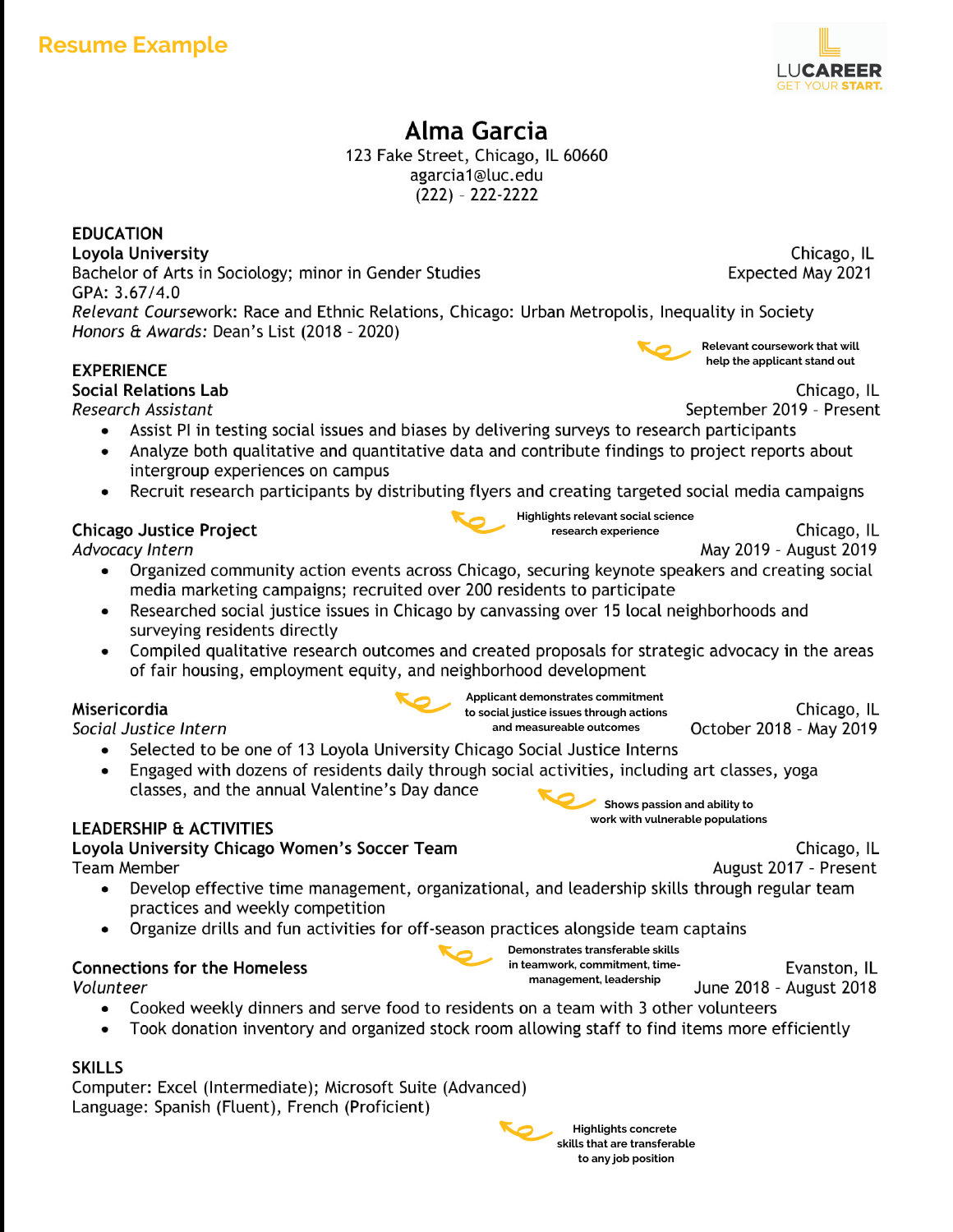Resume Example

LUCAREER
GET YOUR START.

# Alma Garcia

123 Fake Street, Chicago, IL 60660
agarcia1@luc.edu
(222) - 222-2222

## EDUCATION

**Loyola University** — Chicago, IL
Bachelor of Arts in Sociology; minor in Gender Studies — Expected May 2021
GPA: 3.67/4.0
*Relevant Coursework:* Race and Ethnic Relations, Chicago: Urban Metropolis, Inequality in Society
*Honors & Awards:* Dean's List (2018 - 2020)

Relevant coursework that will help the applicant stand out

## EXPERIENCE

**Social Relations Lab** — Chicago, IL
*Research Assistant* — September 2019 - Present

- Assist PI in testing social issues and biases by delivering surveys to research participants
- Analyze both qualitative and quantitative data and contribute findings to project reports about intergroup experiences on campus
- Recruit research participants by distributing flyers and creating targeted social media campaigns

Highlights relevant social science research experience

**Chicago Justice Project** — Chicago, IL
*Advocacy Intern* — May 2019 - August 2019

- Organized community action events across Chicago, securing keynote speakers and creating social media marketing campaigns; recruited over 200 residents to participate
- Researched social justice issues in Chicago by canvassing over 15 local neighborhoods and surveying residents directly
- Compiled qualitative research outcomes and created proposals for strategic advocacy in the areas of fair housing, employment equity, and neighborhood development

Applicant demonstrates commitment to social justice issues through actions and measureable outcomes

**Misericordia** — Chicago, IL
*Social Justice Intern* — October 2018 - May 2019

- Selected to be one of 13 Loyola University Chicago Social Justice Interns
- Engaged with dozens of residents daily through social activities, including art classes, yoga classes, and the annual Valentine's Day dance

Shows passion and ability to work with vulnerable populations

## LEADERSHIP & ACTIVITIES

**Loyola University Chicago Women's Soccer Team** — Chicago, IL
Team Member — August 2017 - Present

- Develop effective time management, organizational, and leadership skills through regular team practices and weekly competition
- Organize drills and fun activities for off-season practices alongside team captains

Demonstrates transferable skills in teamwork, commitment, time-management, leadership

**Connections for the Homeless** — Evanston, IL
*Volunteer* — June 2018 - August 2018

- Cooked weekly dinners and serve food to residents on a team with 3 other volunteers
- Took donation inventory and organized stock room allowing staff to find items more efficiently

## SKILLS

Computer: Excel (Intermediate); Microsoft Suite (Advanced)
Language: Spanish (Fluent), French (Proficient)

Highlights concrete skills that are transferable to any job position